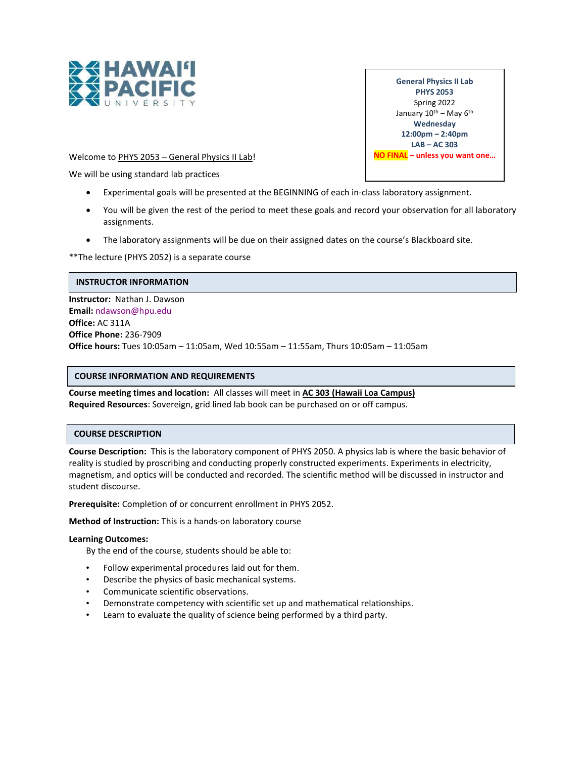**General Physics II Lab**
**PHYS 2053**
Spring 2022
January 10th – May 6th
**Wednesday**
**12:00pm – 2:40pm**
**LAB – AC 303**
**NO FINAL – unless you want one…**

Welcome to PHYS 2053 – General Physics II Lab!

We will be using standard lab practices

- Experimental goals will be presented at the BEGINNING of each in-class laboratory assignment.
- You will be given the rest of the period to meet these goals and record your observation for all laboratory assignments.
- The laboratory assignments will be due on their assigned dates on the course's Blackboard site.

**The lecture (PHYS 2052) is a separate course

## INSTRUCTOR INFORMATION

**Instructor:** Nathan J. Dawson
**Email:** ndawson@hpu.edu
**Office:** AC 311A
**Office Phone:** 236-7909
**Office hours:** Tues 10:05am – 11:05am, Wed 10:55am – 11:55am, Thurs 10:05am – 11:05am

## COURSE INFORMATION AND REQUIREMENTS

**Course meeting times and location:** All classes will meet in **AC 303 (Hawaii Loa Campus)**
**Required Resources**: Sovereign, grid lined lab book can be purchased on or off campus.

## COURSE DESCRIPTION

**Course Description:** This is the laboratory component of PHYS 2050. A physics lab is where the basic behavior of reality is studied by proscribing and conducting properly constructed experiments. Experiments in electricity, magnetism, and optics will be conducted and recorded. The scientific method will be discussed in instructor and student discourse.

**Prerequisite:** Completion of or concurrent enrollment in PHYS 2052.

**Method of Instruction:** This is a hands-on laboratory course

**Learning Outcomes:**

By the end of the course, students should be able to:

- Follow experimental procedures laid out for them.
- Describe the physics of basic mechanical systems.
- Communicate scientific observations.
- Demonstrate competency with scientific set up and mathematical relationships.
- Learn to evaluate the quality of science being performed by a third party.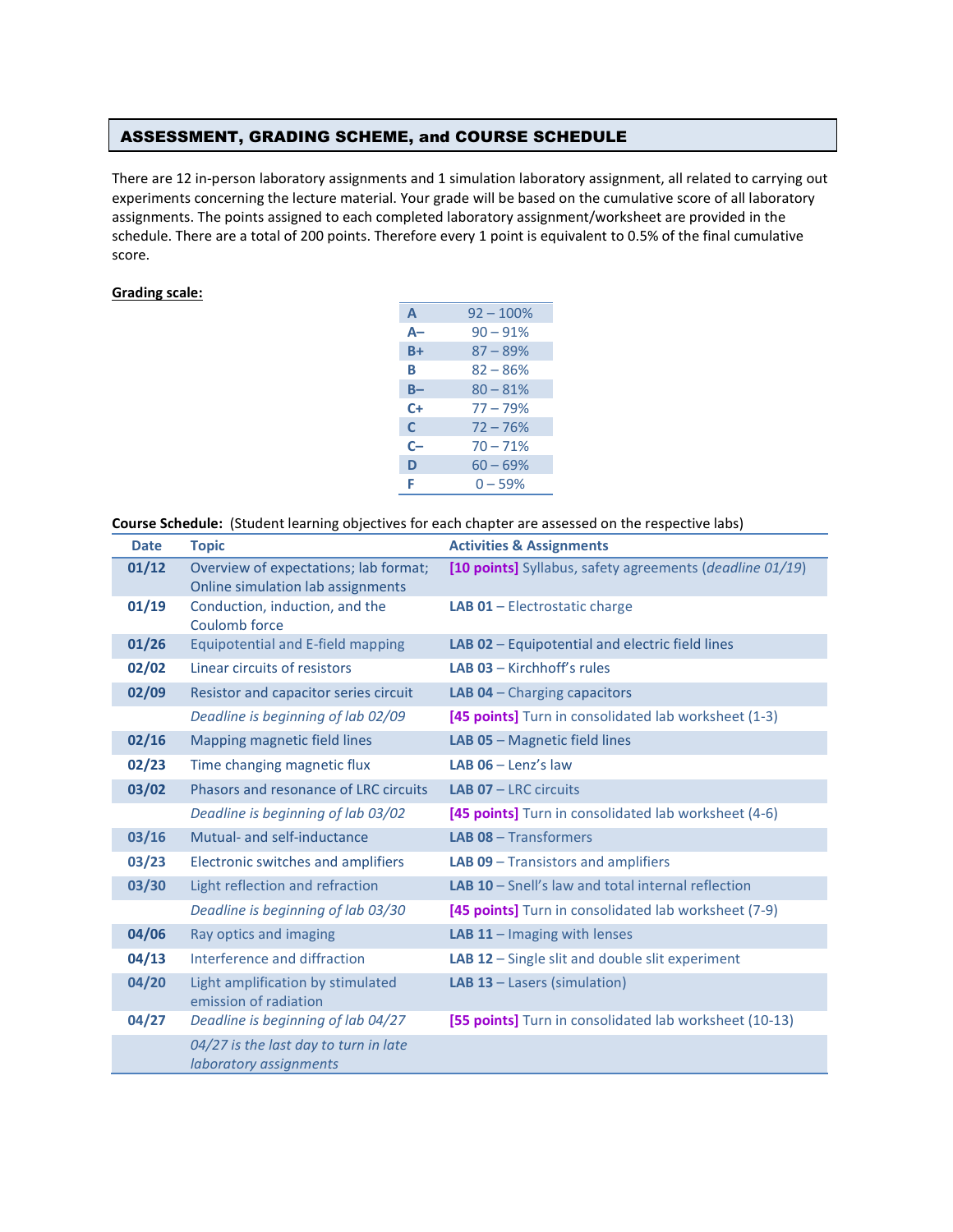## ASSESSMENT, GRADING SCHEME, and COURSE SCHEDULE

There are 12 in-person laboratory assignments and 1 simulation laboratory assignment, all related to carrying out experiments concerning the lecture material. Your grade will be based on the cumulative score of all laboratory assignments. The points assigned to each completed laboratory assignment/worksheet are provided in the schedule. There are a total of 200 points. Therefore every 1 point is equivalent to 0.5% of the final cumulative score.

**Grading scale:**

| Grade | Range |
|---|---|
| **A** | 92 – 100% |
| **A–** | 90 – 91% |
| **B+** | 87 – 89% |
| **B** | 82 – 86% |
| **B–** | 80 – 81% |
| **C+** | 77 – 79% |
| **C** | 72 – 76% |
| **C–** | 70 – 71% |
| **D** | 60 – 69% |
| **F** | 0 – 59% |

**Course Schedule:** (Student learning objectives for each chapter are assessed on the respective labs)

| Date | Topic | Activities & Assignments |
|---|---|---|
| **01/12** | Overview of expectations; lab format; Online simulation lab assignments | **[10 points]** Syllabus, safety agreements (*deadline 01/19*) |
| **01/19** | Conduction, induction, and the Coulomb force | **LAB 01** – Electrostatic charge |
| **01/26** | Equipotential and E-field mapping | **LAB 02** – Equipotential and electric field lines |
| **02/02** | Linear circuits of resistors | **LAB 03** – Kirchhoff's rules |
| **02/09** | Resistor and capacitor series circuit | **LAB 04** – Charging capacitors |
| | *Deadline is beginning of lab 02/09* | **[45 points]** Turn in consolidated lab worksheet (1-3) |
| **02/16** | Mapping magnetic field lines | **LAB 05** – Magnetic field lines |
| **02/23** | Time changing magnetic flux | **LAB 06** – Lenz's law |
| **03/02** | Phasors and resonance of LRC circuits | **LAB 07** – LRC circuits |
| | *Deadline is beginning of lab 03/02* | **[45 points]** Turn in consolidated lab worksheet (4-6) |
| **03/16** | Mutual- and self-inductance | **LAB 08** – Transformers |
| **03/23** | Electronic switches and amplifiers | **LAB 09** – Transistors and amplifiers |
| **03/30** | Light reflection and refraction | **LAB 10** – Snell's law and total internal reflection |
| | *Deadline is beginning of lab 03/30* | **[45 points]** Turn in consolidated lab worksheet (7-9) |
| **04/06** | Ray optics and imaging | **LAB 11** – Imaging with lenses |
| **04/13** | Interference and diffraction | **LAB 12** – Single slit and double slit experiment |
| **04/20** | Light amplification by stimulated emission of radiation | **LAB 13** – Lasers (simulation) |
| **04/27** | *Deadline is beginning of lab 04/27* | **[55 points]** Turn in consolidated lab worksheet (10-13) |
| | *04/27 is the last day to turn in late laboratory assignments* | |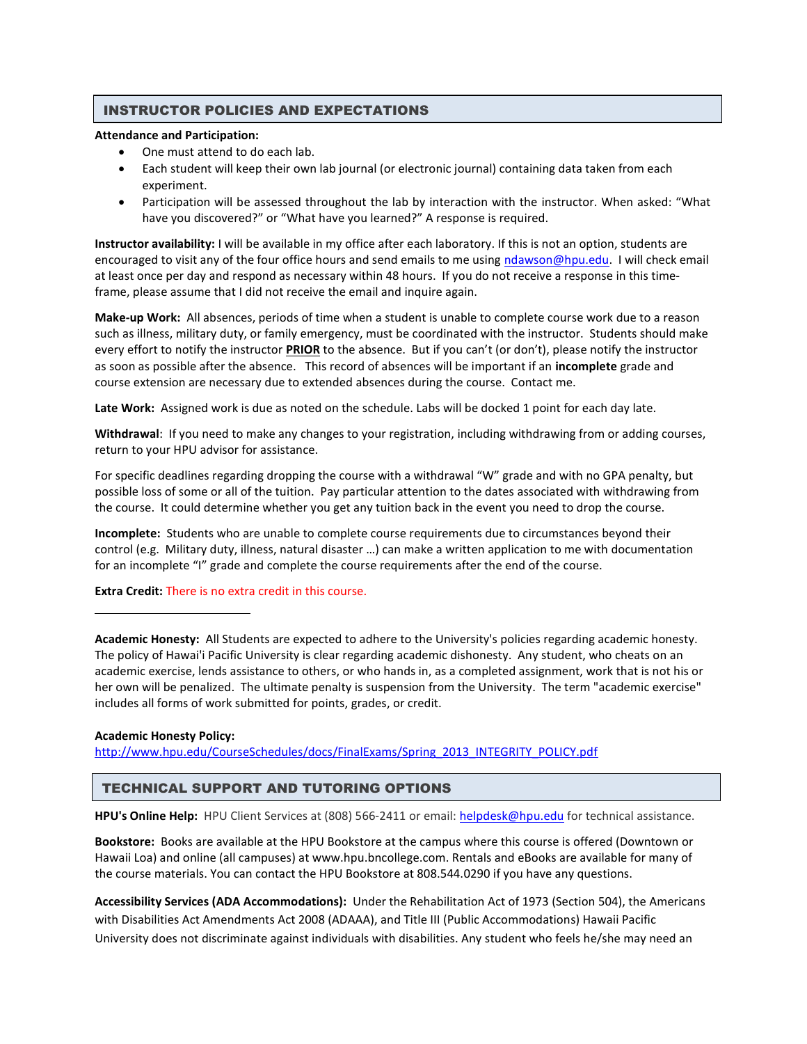## INSTRUCTOR POLICIES AND EXPECTATIONS

**Attendance and Participation:**

- One must attend to do each lab.
- Each student will keep their own lab journal (or electronic journal) containing data taken from each experiment.
- Participation will be assessed throughout the lab by interaction with the instructor. When asked: "What have you discovered?" or "What have you learned?" A response is required.

**Instructor availability:** I will be available in my office after each laboratory. If this is not an option, students are encouraged to visit any of the four office hours and send emails to me using ndawson@hpu.edu. I will check email at least once per day and respond as necessary within 48 hours. If you do not receive a response in this time-frame, please assume that I did not receive the email and inquire again.

**Make-up Work:** All absences, periods of time when a student is unable to complete course work due to a reason such as illness, military duty, or family emergency, must be coordinated with the instructor. Students should make every effort to notify the instructor **PRIOR** to the absence. But if you can't (or don't), please notify the instructor as soon as possible after the absence. This record of absences will be important if an **incomplete** grade and course extension are necessary due to extended absences during the course. Contact me.

**Late Work:** Assigned work is due as noted on the schedule. Labs will be docked 1 point for each day late.

**Withdrawal**: If you need to make any changes to your registration, including withdrawing from or adding courses, return to your HPU advisor for assistance.

For specific deadlines regarding dropping the course with a withdrawal "W" grade and with no GPA penalty, but possible loss of some or all of the tuition. Pay particular attention to the dates associated with withdrawing from the course. It could determine whether you get any tuition back in the event you need to drop the course.

**Incomplete:** Students who are unable to complete course requirements due to circumstances beyond their control (e.g. Military duty, illness, natural disaster …) can make a written application to me with documentation for an incomplete "I" grade and complete the course requirements after the end of the course.

**Extra Credit:** There is no extra credit in this course.

---

**Academic Honesty:** All Students are expected to adhere to the University's policies regarding academic honesty. The policy of Hawai'i Pacific University is clear regarding academic dishonesty. Any student, who cheats on an academic exercise, lends assistance to others, or who hands in, as a completed assignment, work that is not his or her own will be penalized. The ultimate penalty is suspension from the University. The term "academic exercise" includes all forms of work submitted for points, grades, or credit.

**Academic Honesty Policy:**
http://www.hpu.edu/CourseSchedules/docs/FinalExams/Spring_2013_INTEGRITY_POLICY.pdf

## TECHNICAL SUPPORT AND TUTORING OPTIONS

**HPU's Online Help:** HPU Client Services at (808) 566-2411 or email: helpdesk@hpu.edu for technical assistance.

**Bookstore:** Books are available at the HPU Bookstore at the campus where this course is offered (Downtown or Hawaii Loa) and online (all campuses) at www.hpu.bncollege.com. Rentals and eBooks are available for many of the course materials. You can contact the HPU Bookstore at 808.544.0290 if you have any questions.

**Accessibility Services (ADA Accommodations):** Under the Rehabilitation Act of 1973 (Section 504), the Americans with Disabilities Act Amendments Act 2008 (ADAAA), and Title III (Public Accommodations) Hawaii Pacific University does not discriminate against individuals with disabilities. Any student who feels he/she may need an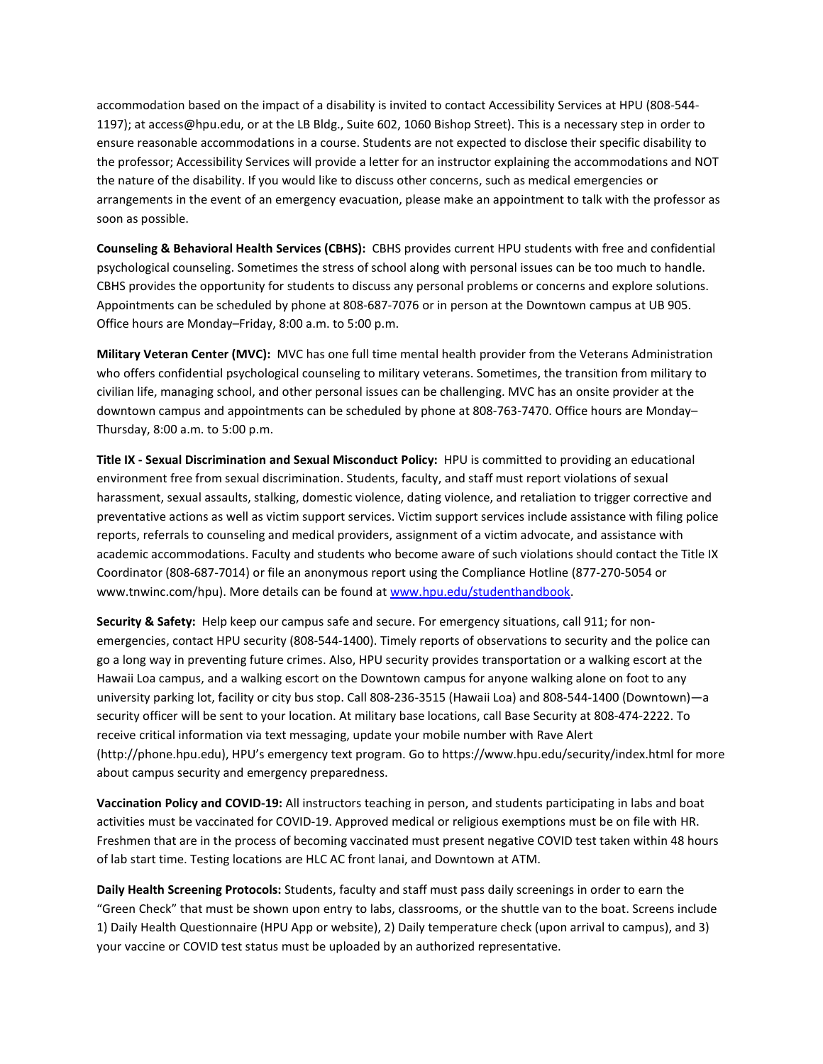accommodation based on the impact of a disability is invited to contact Accessibility Services at HPU (808-544-1197); at access@hpu.edu, or at the LB Bldg., Suite 602, 1060 Bishop Street). This is a necessary step in order to ensure reasonable accommodations in a course. Students are not expected to disclose their specific disability to the professor; Accessibility Services will provide a letter for an instructor explaining the accommodations and NOT the nature of the disability. If you would like to discuss other concerns, such as medical emergencies or arrangements in the event of an emergency evacuation, please make an appointment to talk with the professor as soon as possible.

**Counseling & Behavioral Health Services (CBHS):** CBHS provides current HPU students with free and confidential psychological counseling. Sometimes the stress of school along with personal issues can be too much to handle. CBHS provides the opportunity for students to discuss any personal problems or concerns and explore solutions. Appointments can be scheduled by phone at 808-687-7076 or in person at the Downtown campus at UB 905. Office hours are Monday–Friday, 8:00 a.m. to 5:00 p.m.

**Military Veteran Center (MVC):** MVC has one full time mental health provider from the Veterans Administration who offers confidential psychological counseling to military veterans. Sometimes, the transition from military to civilian life, managing school, and other personal issues can be challenging. MVC has an onsite provider at the downtown campus and appointments can be scheduled by phone at 808-763-7470. Office hours are Monday–Thursday, 8:00 a.m. to 5:00 p.m.

**Title IX - Sexual Discrimination and Sexual Misconduct Policy:** HPU is committed to providing an educational environment free from sexual discrimination. Students, faculty, and staff must report violations of sexual harassment, sexual assaults, stalking, domestic violence, dating violence, and retaliation to trigger corrective and preventative actions as well as victim support services. Victim support services include assistance with filing police reports, referrals to counseling and medical providers, assignment of a victim advocate, and assistance with academic accommodations. Faculty and students who become aware of such violations should contact the Title IX Coordinator (808-687-7014) or file an anonymous report using the Compliance Hotline (877-270-5054 or www.tnwinc.com/hpu). More details can be found at [www.hpu.edu/studenthandbook](www.hpu.edu/studenthandbook).

**Security & Safety:** Help keep our campus safe and secure. For emergency situations, call 911; for non-emergencies, contact HPU security (808-544-1400). Timely reports of observations to security and the police can go a long way in preventing future crimes. Also, HPU security provides transportation or a walking escort at the Hawaii Loa campus, and a walking escort on the Downtown campus for anyone walking alone on foot to any university parking lot, facility or city bus stop. Call 808-236-3515 (Hawaii Loa) and 808-544-1400 (Downtown)—a security officer will be sent to your location. At military base locations, call Base Security at 808-474-2222. To receive critical information via text messaging, update your mobile number with Rave Alert (http://phone.hpu.edu), HPU's emergency text program. Go to https://www.hpu.edu/security/index.html for more about campus security and emergency preparedness.

**Vaccination Policy and COVID-19:** All instructors teaching in person, and students participating in labs and boat activities must be vaccinated for COVID-19. Approved medical or religious exemptions must be on file with HR. Freshmen that are in the process of becoming vaccinated must present negative COVID test taken within 48 hours of lab start time. Testing locations are HLC AC front lanai, and Downtown at ATM.

**Daily Health Screening Protocols:** Students, faculty and staff must pass daily screenings in order to earn the "Green Check" that must be shown upon entry to labs, classrooms, or the shuttle van to the boat. Screens include 1) Daily Health Questionnaire (HPU App or website), 2) Daily temperature check (upon arrival to campus), and 3) your vaccine or COVID test status must be uploaded by an authorized representative.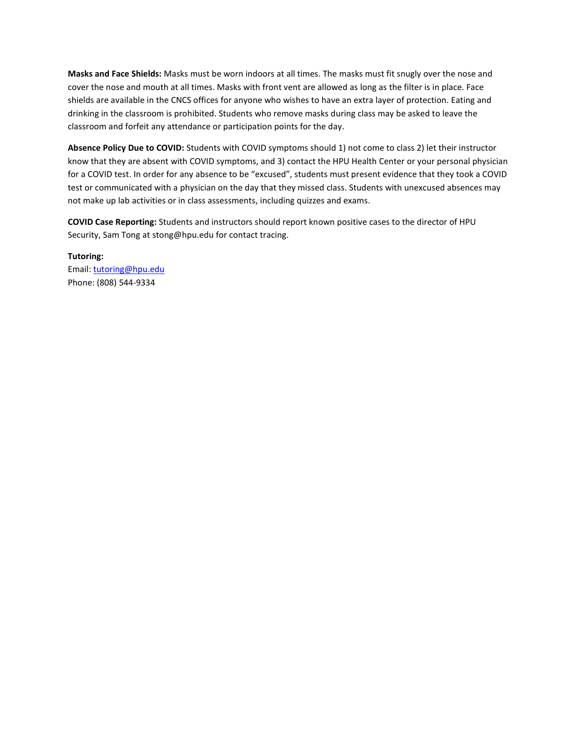**Masks and Face Shields:** Masks must be worn indoors at all times. The masks must fit snugly over the nose and cover the nose and mouth at all times. Masks with front vent are allowed as long as the filter is in place. Face shields are available in the CNCS offices for anyone who wishes to have an extra layer of protection. Eating and drinking in the classroom is prohibited. Students who remove masks during class may be asked to leave the classroom and forfeit any attendance or participation points for the day.

**Absence Policy Due to COVID:** Students with COVID symptoms should 1) not come to class 2) let their instructor know that they are absent with COVID symptoms, and 3) contact the HPU Health Center or your personal physician for a COVID test. In order for any absence to be "excused", students must present evidence that they took a COVID test or communicated with a physician on the day that they missed class. Students with unexcused absences may not make up lab activities or in class assessments, including quizzes and exams.

**COVID Case Reporting:** Students and instructors should report known positive cases to the director of HPU Security, Sam Tong at stong@hpu.edu for contact tracing.

**Tutoring:**
Email: tutoring@hpu.edu
Phone: (808) 544-9334